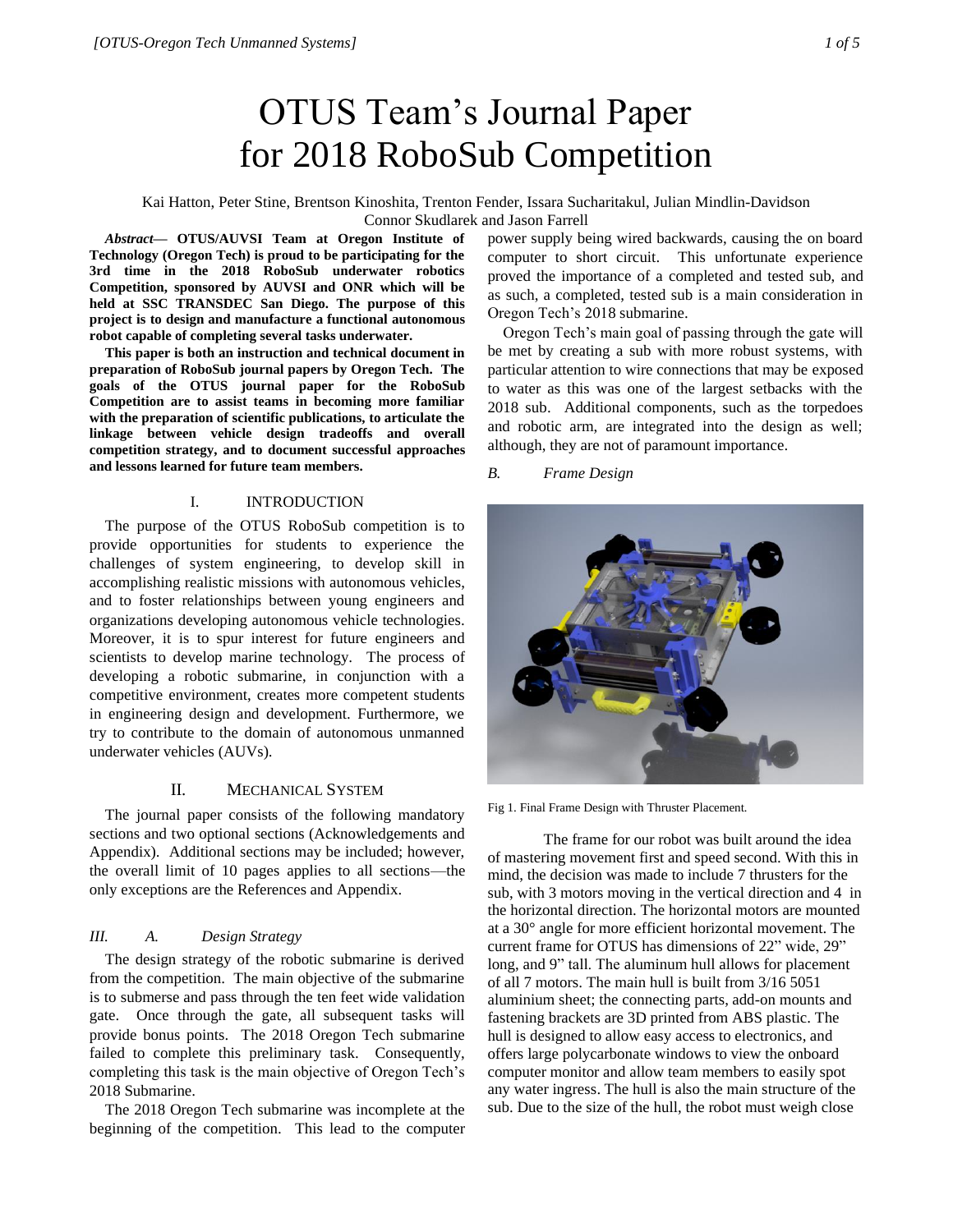# OTUS Team's Journal Paper for 2018 RoboSub Competition

Kai Hatton, Peter Stine, Brentson Kinoshita, Trenton Fender, Issara Sucharitakul, Julian Mindlin-Davidson Connor Skudlarek and Jason Farrell

***Abstract*— OTUS/AUVSI Team at Oregon Institute of Technology (Oregon Tech) is proud to be participating for the 3rd time in the 2018 RoboSub underwater robotics Competition, sponsored by AUVSI and ONR which will be held at SSC TRANSDEC San Diego. The purpose of this project is to design and manufacture a functional autonomous robot capable of completing several tasks underwater.**

**This paper is both an instruction and technical document in preparation of RoboSub journal papers by Oregon Tech. The goals of the OTUS journal paper for the RoboSub Competition are to assist teams in becoming more familiar with the preparation of scientific publications, to articulate the linkage between vehicle design tradeoffs and overall competition strategy, and to document successful approaches and lessons learned for future team members.**

## I. INTRODUCTION

The purpose of the OTUS RoboSub competition is to provide opportunities for students to experience the challenges of system engineering, to develop skill in accomplishing realistic missions with autonomous vehicles, and to foster relationships between young engineers and organizations developing autonomous vehicle technologies. Moreover, it is to spur interest for future engineers and scientists to develop marine technology. The process of developing a robotic submarine, in conjunction with a competitive environment, creates more competent students in engineering design and development. Furthermore, we try to contribute to the domain of autonomous unmanned underwater vehicles (AUVs).

## II. MECHANICAL SYSTEM

The journal paper consists of the following mandatory sections and two optional sections (Acknowledgements and Appendix). Additional sections may be included; however, the overall limit of 10 pages applies to all sections—the only exceptions are the References and Appendix.

### *III. A. Design Strategy*

The design strategy of the robotic submarine is derived from the competition. The main objective of the submarine is to submerse and pass through the ten feet wide validation gate. Once through the gate, all subsequent tasks will provide bonus points. The 2018 Oregon Tech submarine failed to complete this preliminary task. Consequently, completing this task is the main objective of Oregon Tech's 2018 Submarine.

The 2018 Oregon Tech submarine was incomplete at the beginning of the competition. This lead to the computer power supply being wired backwards, causing the on board computer to short circuit. This unfortunate experience proved the importance of a completed and tested sub, and as such, a completed, tested sub is a main consideration in Oregon Tech's 2018 submarine.

Oregon Tech's main goal of passing through the gate will be met by creating a sub with more robust systems, with particular attention to wire connections that may be exposed to water as this was one of the largest setbacks with the 2018 sub. Additional components, such as the torpedoes and robotic arm, are integrated into the design as well; although, they are not of paramount importance.

### *B. Frame Design*

Fig 1. Final Frame Design with Thruster Placement.

The frame for our robot was built around the idea of mastering movement first and speed second. With this in mind, the decision was made to include 7 thrusters for the sub, with 3 motors moving in the vertical direction and 4 in the horizontal direction. The horizontal motors are mounted at a 30° angle for more efficient horizontal movement. The current frame for OTUS has dimensions of 22" wide, 29" long, and 9" tall. The aluminum hull allows for placement of all 7 motors. The main hull is built from 3/16 5051 aluminium sheet; the connecting parts, add-on mounts and fastening brackets are 3D printed from ABS plastic. The hull is designed to allow easy access to electronics, and offers large polycarbonate windows to view the onboard computer monitor and allow team members to easily spot any water ingress. The hull is also the main structure of the sub. Due to the size of the hull, the robot must weigh close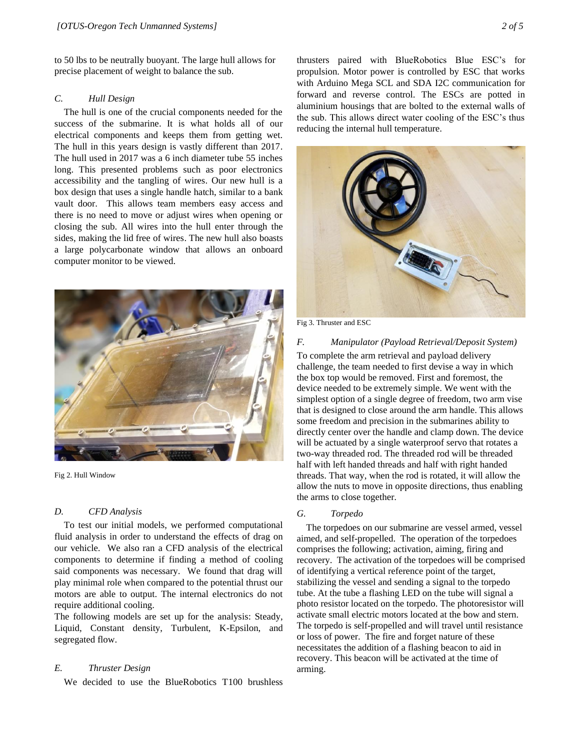to 50 lbs to be neutrally buoyant. The large hull allows for precise placement of weight to balance the sub.

### *C. Hull Design*

The hull is one of the crucial components needed for the success of the submarine. It is what holds all of our electrical components and keeps them from getting wet. The hull in this years design is vastly different than 2017. The hull used in 2017 was a 6 inch diameter tube 55 inches long. This presented problems such as poor electronics accessibility and the tangling of wires. Our new hull is a box design that uses a single handle hatch, similar to a bank vault door. This allows team members easy access and there is no need to move or adjust wires when opening or closing the sub. All wires into the hull enter through the sides, making the lid free of wires. The new hull also boasts a large polycarbonate window that allows an onboard computer monitor to be viewed.

Fig 2. Hull Window

### *D. CFD Analysis*

To test our initial models, we performed computational fluid analysis in order to understand the effects of drag on our vehicle. We also ran a CFD analysis of the electrical components to determine if finding a method of cooling said components was necessary. We found that drag will play minimal role when compared to the potential thrust our motors are able to output. The internal electronics do not require additional cooling.

The following models are set up for the analysis: Steady, Liquid, Constant density, Turbulent, K-Epsilon, and segregated flow.

### *E. Thruster Design*

We decided to use the BlueRobotics T100 brushless thrusters paired with BlueRobotics Blue ESC's for propulsion. Motor power is controlled by ESC that works with Arduino Mega SCL and SDA I2C communication for forward and reverse control. The ESCs are potted in aluminium housings that are bolted to the external walls of the sub. This allows direct water cooling of the ESC's thus reducing the internal hull temperature.

Fig 3. Thruster and ESC

### *F. Manipulator (Payload Retrieval/Deposit System)*

To complete the arm retrieval and payload delivery challenge, the team needed to first devise a way in which the box top would be removed. First and foremost, the device needed to be extremely simple. We went with the simplest option of a single degree of freedom, two arm vise that is designed to close around the arm handle. This allows some freedom and precision in the submarines ability to directly center over the handle and clamp down. The device will be actuated by a single waterproof servo that rotates a two-way threaded rod. The threaded rod will be threaded half with left handed threads and half with right handed threads. That way, when the rod is rotated, it will allow the allow the nuts to move in opposite directions, thus enabling the arms to close together.

### *G. Torpedo*

The torpedoes on our submarine are vessel armed, vessel aimed, and self-propelled. The operation of the torpedoes comprises the following; activation, aiming, firing and recovery. The activation of the torpedoes will be comprised of identifying a vertical reference point of the target, stabilizing the vessel and sending a signal to the torpedo tube. At the tube a flashing LED on the tube will signal a photo resistor located on the torpedo. The photoresistor will activate small electric motors located at the bow and stern. The torpedo is self-propelled and will travel until resistance or loss of power. The fire and forget nature of these necessitates the addition of a flashing beacon to aid in recovery. This beacon will be activated at the time of arming.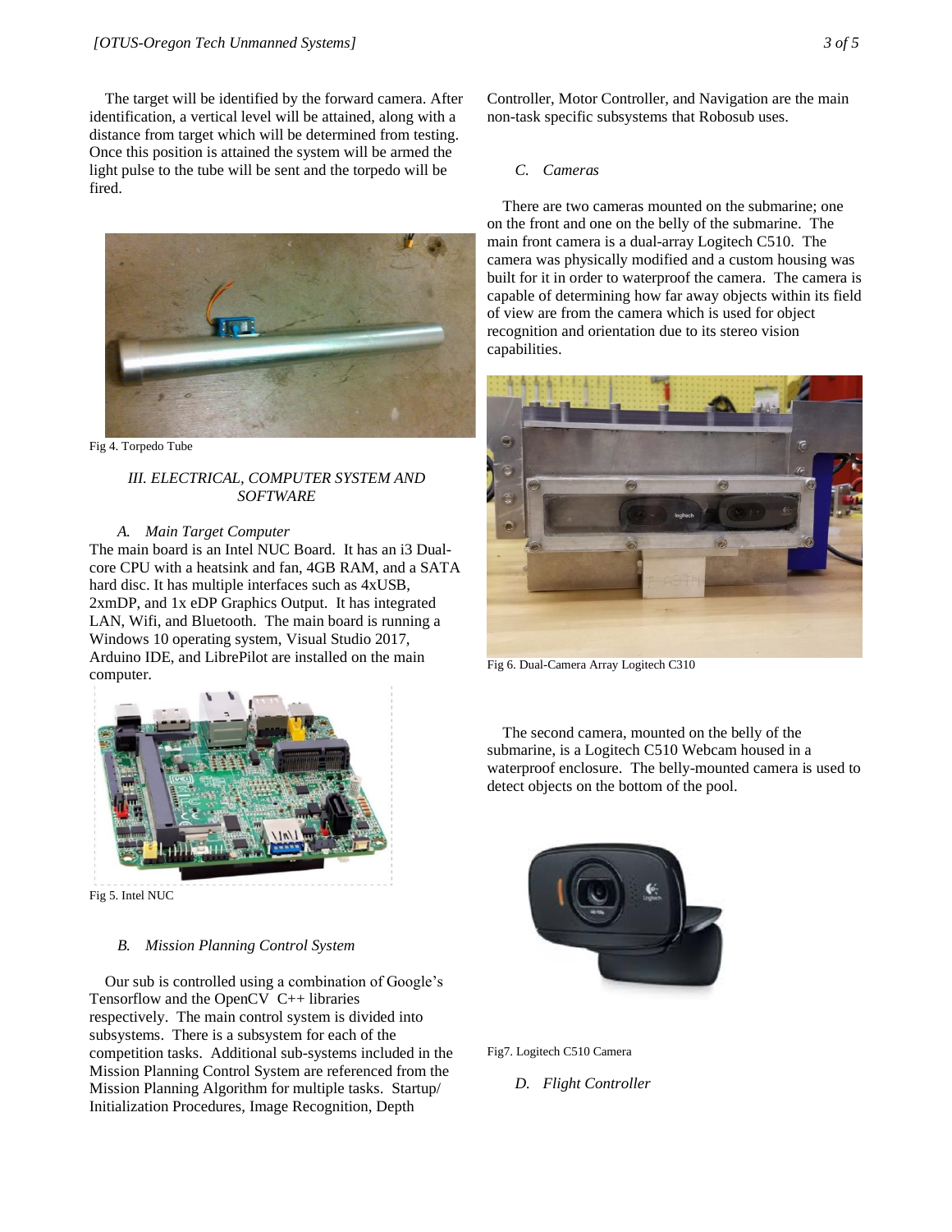The target will be identified by the forward camera. After identification, a vertical level will be attained, along with a distance from target which will be determined from testing. Once this position is attained the system will be armed the light pulse to the tube will be sent and the torpedo will be fired.

Fig 4. Torpedo Tube

## III. ELECTRICAL, COMPUTER SYSTEM AND SOFTWARE

### A. Main Target Computer

The main board is an Intel NUC Board. It has an i3 Dual-core CPU with a heatsink and fan, 4GB RAM, and a SATA hard disc. It has multiple interfaces such as 4xUSB, 2xmDP, and 1x eDP Graphics Output. It has integrated LAN, Wifi, and Bluetooth. The main board is running a Windows 10 operating system, Visual Studio 2017, Arduino IDE, and LibrePilot are installed on the main computer.

Fig 5. Intel NUC

### B. Mission Planning Control System

Our sub is controlled using a combination of Google's Tensorflow and the OpenCV C++ libraries respectively. The main control system is divided into subsystems. There is a subsystem for each of the competition tasks. Additional sub-systems included in the Mission Planning Control System are referenced from the Mission Planning Algorithm for multiple tasks. Startup/ Initialization Procedures, Image Recognition, Depth Controller, Motor Controller, and Navigation are the main non-task specific subsystems that Robosub uses.

### C. Cameras

There are two cameras mounted on the submarine; one on the front and one on the belly of the submarine. The main front camera is a dual-array Logitech C510. The camera was physically modified and a custom housing was built for it in order to waterproof the camera. The camera is capable of determining how far away objects within its field of view are from the camera which is used for object recognition and orientation due to its stereo vision capabilities.

Fig 6. Dual-Camera Array Logitech C310

The second camera, mounted on the belly of the submarine, is a Logitech C510 Webcam housed in a waterproof enclosure. The belly-mounted camera is used to detect objects on the bottom of the pool.

Fig7. Logitech C510 Camera

### D. Flight Controller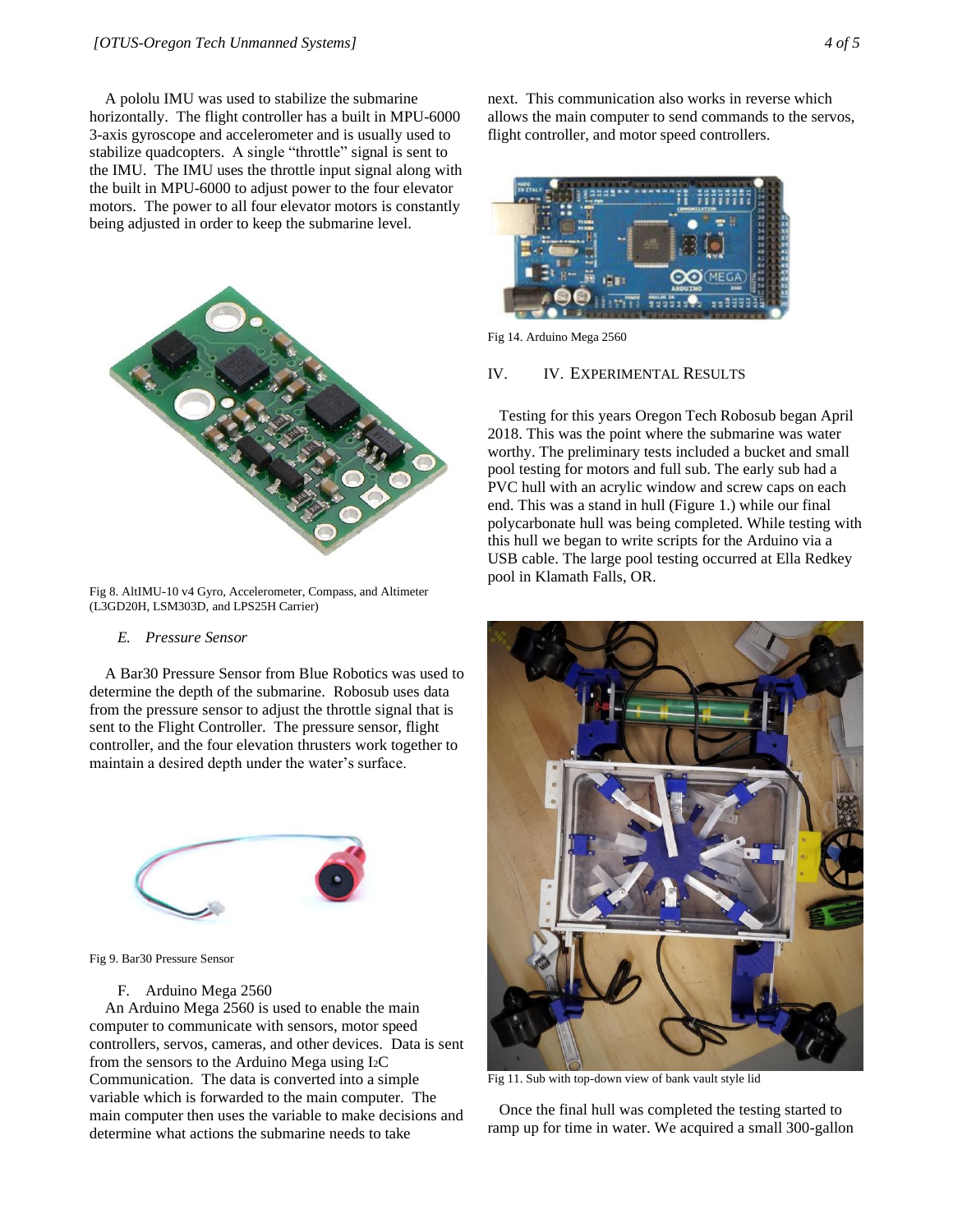A pololu IMU was used to stabilize the submarine horizontally. The flight controller has a built in MPU-6000 3-axis gyroscope and accelerometer and is usually used to stabilize quadcopters. A single "throttle" signal is sent to the IMU. The IMU uses the throttle input signal along with the built in MPU-6000 to adjust power to the four elevator motors. The power to all four elevator motors is constantly being adjusted in order to keep the submarine level.

Fig 8. AltIMU-10 v4 Gyro, Accelerometer, Compass, and Altimeter (L3GD20H, LSM303D, and LPS25H Carrier)

### *E. Pressure Sensor*

A Bar30 Pressure Sensor from Blue Robotics was used to determine the depth of the submarine. Robosub uses data from the pressure sensor to adjust the throttle signal that is sent to the Flight Controller. The pressure sensor, flight controller, and the four elevation thrusters work together to maintain a desired depth under the water's surface.

Fig 9. Bar30 Pressure Sensor

### F. Arduino Mega 2560

An Arduino Mega 2560 is used to enable the main computer to communicate with sensors, motor speed controllers, servos, cameras, and other devices. Data is sent from the sensors to the Arduino Mega using $I_2C$ Communication. The data is converted into a simple variable which is forwarded to the main computer. The main computer then uses the variable to make decisions and determine what actions the submarine needs to take next. This communication also works in reverse which allows the main computer to send commands to the servos, flight controller, and motor speed controllers.

Fig 14. Arduino Mega 2560

## IV. IV. Experimental Results

Testing for this years Oregon Tech Robosub began April 2018. This was the point where the submarine was water worthy. The preliminary tests included a bucket and small pool testing for motors and full sub. The early sub had a PVC hull with an acrylic window and screw caps on each end. This was a stand in hull (Figure 1.) while our final polycarbonate hull was being completed. While testing with this hull we began to write scripts for the Arduino via a USB cable. The large pool testing occurred at Ella Redkey pool in Klamath Falls, OR.

Fig 11. Sub with top-down view of bank vault style lid

Once the final hull was completed the testing started to ramp up for time in water. We acquired a small 300-gallon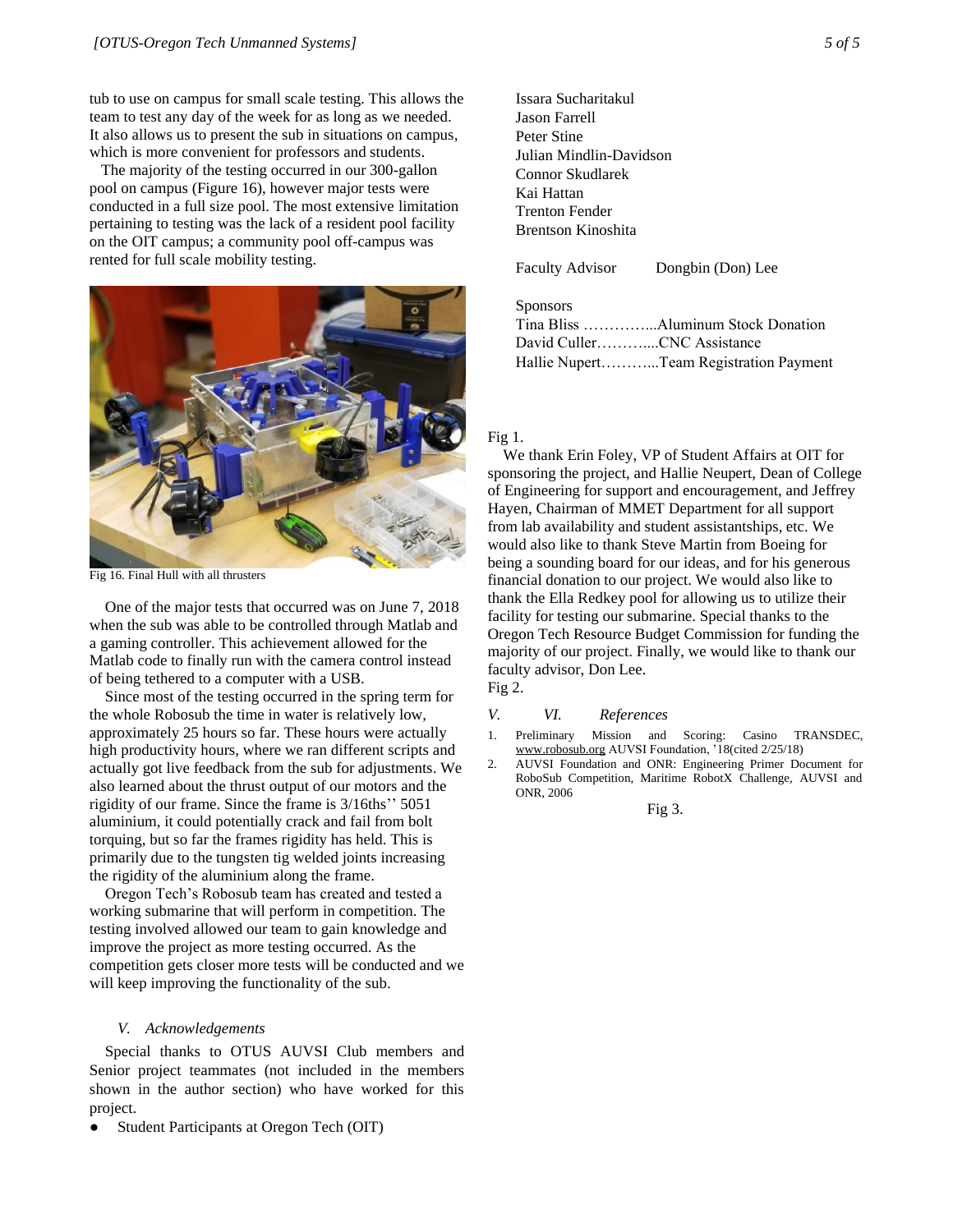tub to use on campus for small scale testing. This allows the team to test any day of the week for as long as we needed. It also allows us to present the sub in situations on campus, which is more convenient for professors and students.

The majority of the testing occurred in our 300-gallon pool on campus (Figure 16), however major tests were conducted in a full size pool. The most extensive limitation pertaining to testing was the lack of a resident pool facility on the OIT campus; a community pool off-campus was rented for full scale mobility testing.

Fig 16. Final Hull with all thrusters

One of the major tests that occurred was on June 7, 2018 when the sub was able to be controlled through Matlab and a gaming controller. This achievement allowed for the Matlab code to finally run with the camera control instead of being tethered to a computer with a USB.

Since most of the testing occurred in the spring term for the whole Robosub the time in water is relatively low, approximately 25 hours so far. These hours were actually high productivity hours, where we ran different scripts and actually got live feedback from the sub for adjustments. We also learned about the thrust output of our motors and the rigidity of our frame. Since the frame is 3/16ths'' 5051 aluminium, it could potentially crack and fail from bolt torquing, but so far the frames rigidity has held. This is primarily due to the tungsten tig welded joints increasing the rigidity of the aluminium along the frame.

Oregon Tech's Robosub team has created and tested a working submarine that will perform in competition. The testing involved allowed our team to gain knowledge and improve the project as more testing occurred. As the competition gets closer more tests will be conducted and we will keep improving the functionality of the sub.

## *V. Acknowledgements*

Special thanks to OTUS AUVSI Club members and Senior project teammates (not included in the members shown in the author section) who have worked for this project.

- Student Participants at Oregon Tech (OIT)

Issara Sucharitakul
Jason Farrell
Peter Stine
Julian Mindlin-Davidson
Connor Skudlarek
Kai Hattan
Trenton Fender
Brentson Kinoshita

Faculty Advisor Dongbin (Don) Lee

Sponsors
Tina Bliss …………...Aluminum Stock Donation
David Culler………....CNC Assistance
Hallie Nupert………...Team Registration Payment

Fig 1.

We thank Erin Foley, VP of Student Affairs at OIT for sponsoring the project, and Hallie Neupert, Dean of College of Engineering for support and encouragement, and Jeffrey Hayen, Chairman of MMET Department for all support from lab availability and student assistantships, etc. We would also like to thank Steve Martin from Boeing for being a sounding board for our ideas, and for his generous financial donation to our project. We would also like to thank the Ella Redkey pool for allowing us to utilize their facility for testing our submarine. Special thanks to the Oregon Tech Resource Budget Commission for funding the majority of our project. Finally, we would like to thank our faculty advisor, Don Lee.

Fig 2.

## *V. VI. References*

1. Preliminary Mission and Scoring: Casino TRANSDEC, www.robosub.org AUVSI Foundation, '18(cited 2/25/18)
2. AUVSI Foundation and ONR: Engineering Primer Document for RoboSub Competition, Maritime RobotX Challenge, AUVSI and ONR, 2006

Fig 3.